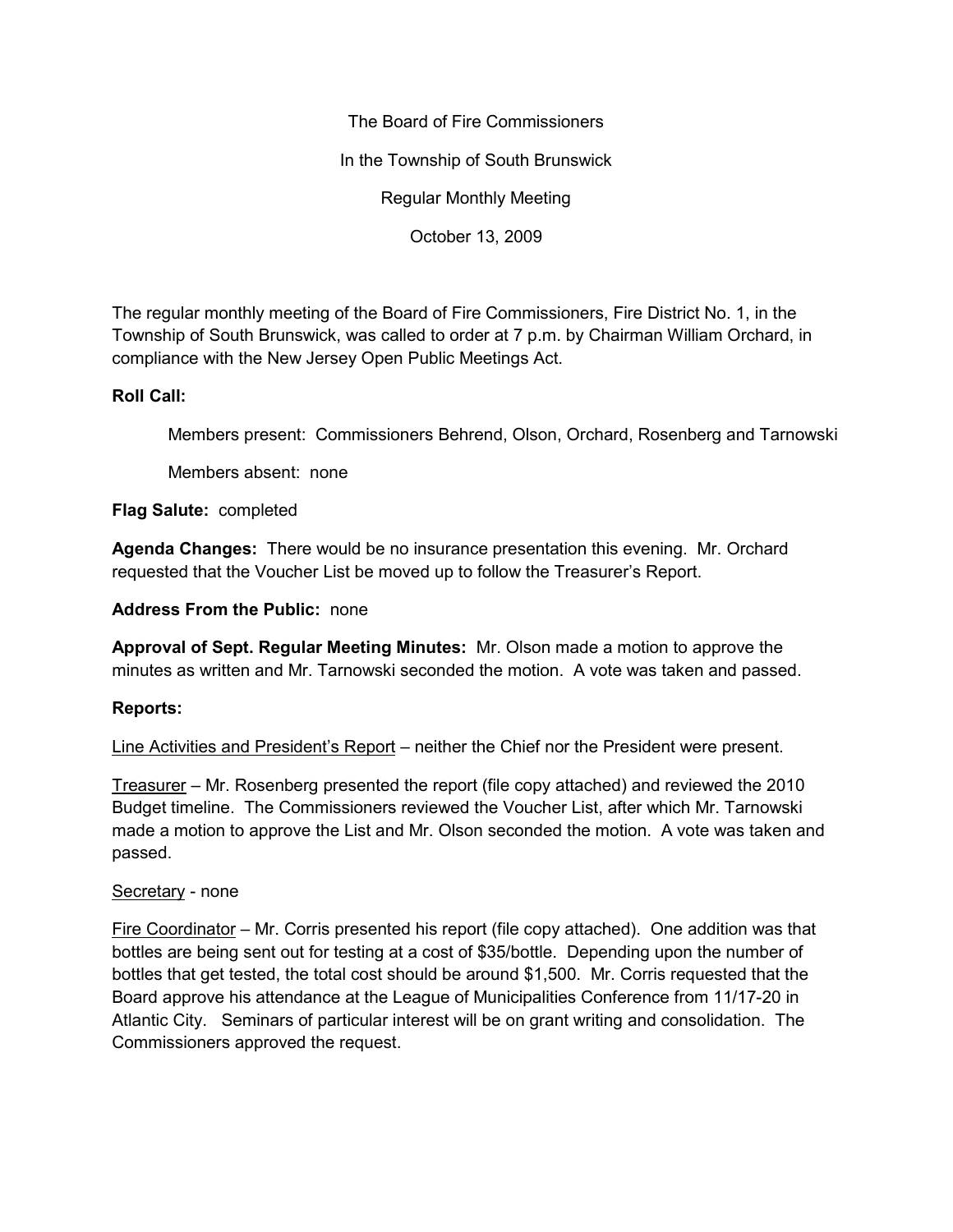The Board of Fire Commissioners

In the Township of South Brunswick

Regular Monthly Meeting

October 13, 2009

The regular monthly meeting of the Board of Fire Commissioners, Fire District No. 1, in the Township of South Brunswick, was called to order at 7 p.m. by Chairman William Orchard, in compliance with the New Jersey Open Public Meetings Act.

**Roll Call:**

Members present: Commissioners Behrend, Olson, Orchard, Rosenberg and Tarnowski

Members absent: none

**Flag Salute:** completed

**Agenda Changes:** There would be no insurance presentation this evening. Mr. Orchard requested that the Voucher List be moved up to follow the Treasurer's Report.

**Address From the Public:** none

**Approval of Sept. Regular Meeting Minutes:** Mr. Olson made a motion to approve the minutes as written and Mr. Tarnowski seconded the motion. A vote was taken and passed.

**Reports:**

Line Activities and President's Report – neither the Chief nor the President were present.

Treasurer – Mr. Rosenberg presented the report (file copy attached) and reviewed the 2010 Budget timeline. The Commissioners reviewed the Voucher List, after which Mr. Tarnowski made a motion to approve the List and Mr. Olson seconded the motion. A vote was taken and passed.

Secretary - none

Fire Coordinator – Mr. Corris presented his report (file copy attached). One addition was that bottles are being sent out for testing at a cost of $35/bottle. Depending upon the number of bottles that get tested, the total cost should be around $1,500. Mr. Corris requested that the Board approve his attendance at the League of Municipalities Conference from 11/17-20 in Atlantic City. Seminars of particular interest will be on grant writing and consolidation. The Commissioners approved the request.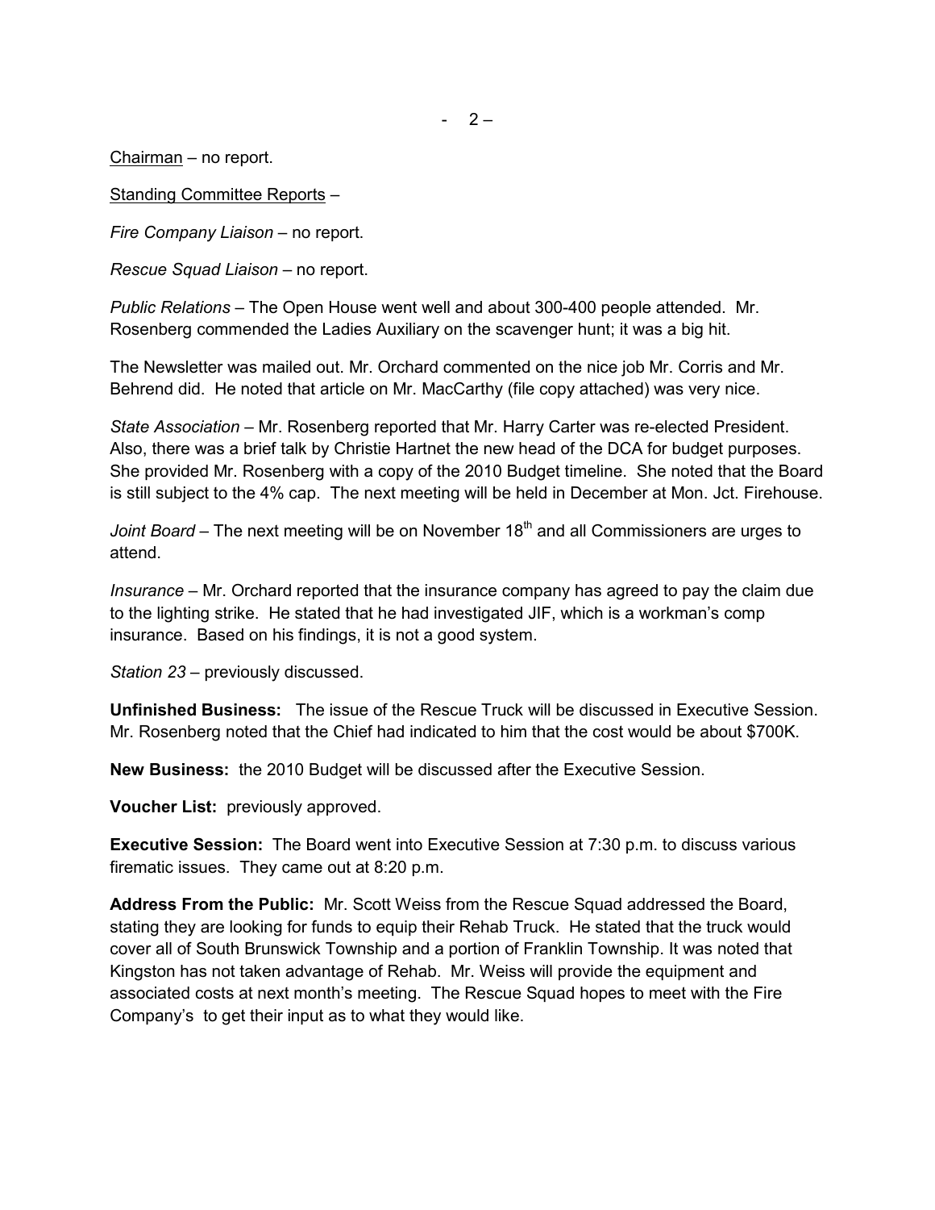Chairman – no report.

Standing Committee Reports –

*Fire Company Liaison* – no report.

*Rescue Squad Liaison* – no report.

*Public Relations* – The Open House went well and about 300-400 people attended. Mr. Rosenberg commended the Ladies Auxiliary on the scavenger hunt; it was a big hit.

The Newsletter was mailed out. Mr. Orchard commented on the nice job Mr. Corris and Mr. Behrend did. He noted that article on Mr. MacCarthy (file copy attached) was very nice.

*State Association* – Mr. Rosenberg reported that Mr. Harry Carter was re-elected President. Also, there was a brief talk by Christie Hartnet the new head of the DCA for budget purposes. She provided Mr. Rosenberg with a copy of the 2010 Budget timeline. She noted that the Board is still subject to the 4% cap. The next meeting will be held in December at Mon. Jct. Firehouse.

*Joint Board* – The next meeting will be on November 18th and all Commissioners are urges to attend.

*Insurance* – Mr. Orchard reported that the insurance company has agreed to pay the claim due to the lighting strike. He stated that he had investigated JIF, which is a workman's comp insurance. Based on his findings, it is not a good system.

*Station 23* – previously discussed.

**Unfinished Business:** The issue of the Rescue Truck will be discussed in Executive Session. Mr. Rosenberg noted that the Chief had indicated to him that the cost would be about $700K.

**New Business:** the 2010 Budget will be discussed after the Executive Session.

**Voucher List:** previously approved.

**Executive Session:** The Board went into Executive Session at 7:30 p.m. to discuss various firematic issues. They came out at 8:20 p.m.

**Address From the Public:** Mr. Scott Weiss from the Rescue Squad addressed the Board, stating they are looking for funds to equip their Rehab Truck. He stated that the truck would cover all of South Brunswick Township and a portion of Franklin Township. It was noted that Kingston has not taken advantage of Rehab. Mr. Weiss will provide the equipment and associated costs at next month's meeting. The Rescue Squad hopes to meet with the Fire Company's to get their input as to what they would like.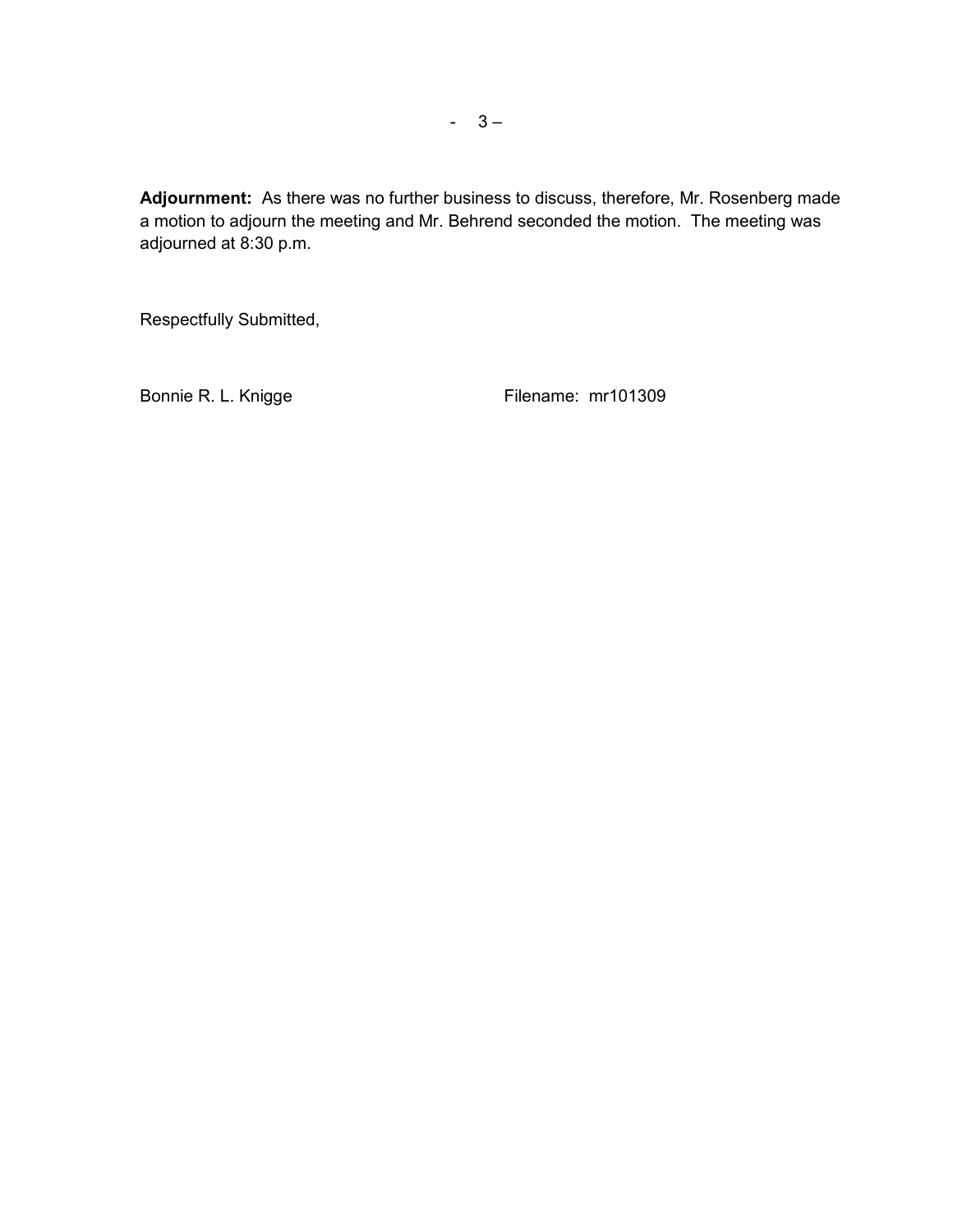**Adjournment:** As there was no further business to discuss, therefore, Mr. Rosenberg made a motion to adjourn the meeting and Mr. Behrend seconded the motion. The meeting was adjourned at 8:30 p.m.

Respectfully Submitted,

Bonnie R. L. Knigge Filename: mr101309